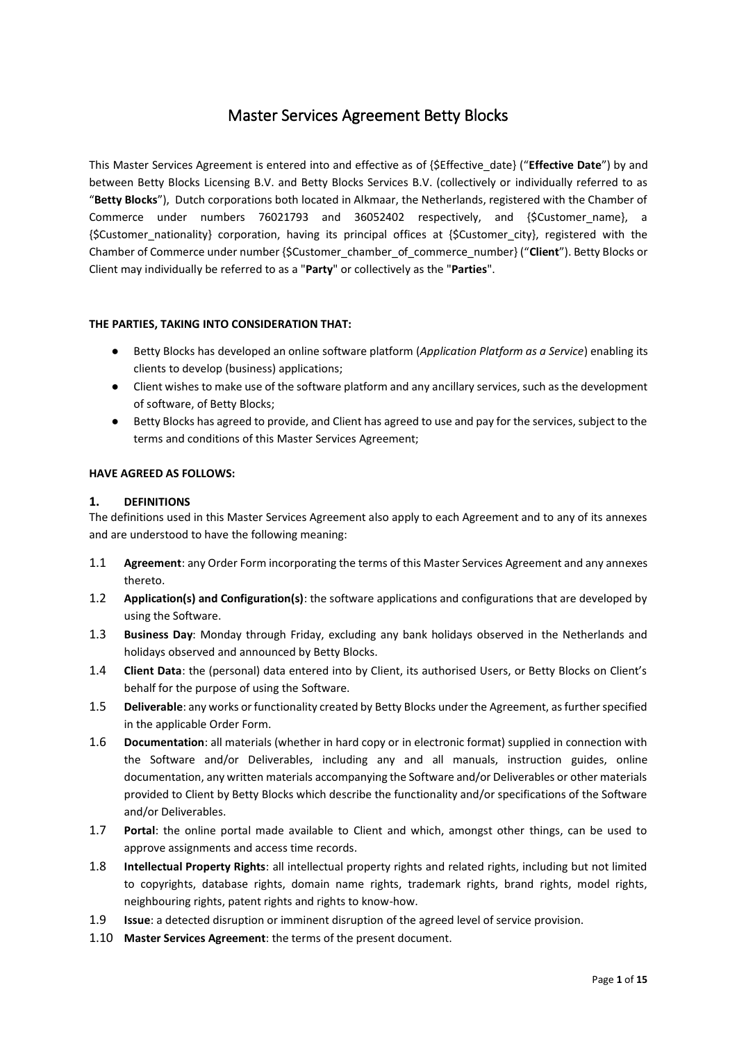# Master Services Agreement Betty Blocks

This Master Services Agreement is entered into and effective as of {$Effective_date} ("**Effective Date**") by and between Betty Blocks Licensing B.V. and Betty Blocks Services B.V. (collectively or individually referred to as "**Betty Blocks**"), Dutch corporations both located in Alkmaar, the Netherlands, registered with the Chamber of Commerce under numbers 76021793 and 36052402 respectively, and {$Customer_name}, a {$Customer_nationality} corporation, having its principal offices at {$Customer_city}, registered with the Chamber of Commerce under number {$Customer_chamber_of_commerce_number} ("**Client**"). Betty Blocks or Client may individually be referred to as a "**Party**" or collectively as the "**Parties**".

**THE PARTIES, TAKING INTO CONSIDERATION THAT:**

- Betty Blocks has developed an online software platform (*Application Platform as a Service*) enabling its clients to develop (business) applications;
- Client wishes to make use of the software platform and any ancillary services, such as the development of software, of Betty Blocks;
- Betty Blocks has agreed to provide, and Client has agreed to use and pay for the services, subject to the terms and conditions of this Master Services Agreement;

**HAVE AGREED AS FOLLOWS:**

## 1. DEFINITIONS

The definitions used in this Master Services Agreement also apply to each Agreement and to any of its annexes and are understood to have the following meaning:

1.1 **Agreement**: any Order Form incorporating the terms of this Master Services Agreement and any annexes thereto.

1.2 **Application(s) and Configuration(s)**: the software applications and configurations that are developed by using the Software.

1.3 **Business Day**: Monday through Friday, excluding any bank holidays observed in the Netherlands and holidays observed and announced by Betty Blocks.

1.4 **Client Data**: the (personal) data entered into by Client, its authorised Users, or Betty Blocks on Client's behalf for the purpose of using the Software.

1.5 **Deliverable**: any works or functionality created by Betty Blocks under the Agreement, as further specified in the applicable Order Form.

1.6 **Documentation**: all materials (whether in hard copy or in electronic format) supplied in connection with the Software and/or Deliverables, including any and all manuals, instruction guides, online documentation, any written materials accompanying the Software and/or Deliverables or other materials provided to Client by Betty Blocks which describe the functionality and/or specifications of the Software and/or Deliverables.

1.7 **Portal**: the online portal made available to Client and which, amongst other things, can be used to approve assignments and access time records.

1.8 **Intellectual Property Rights**: all intellectual property rights and related rights, including but not limited to copyrights, database rights, domain name rights, trademark rights, brand rights, model rights, neighbouring rights, patent rights and rights to know-how.

1.9 **Issue**: a detected disruption or imminent disruption of the agreed level of service provision.

1.10 **Master Services Agreement**: the terms of the present document.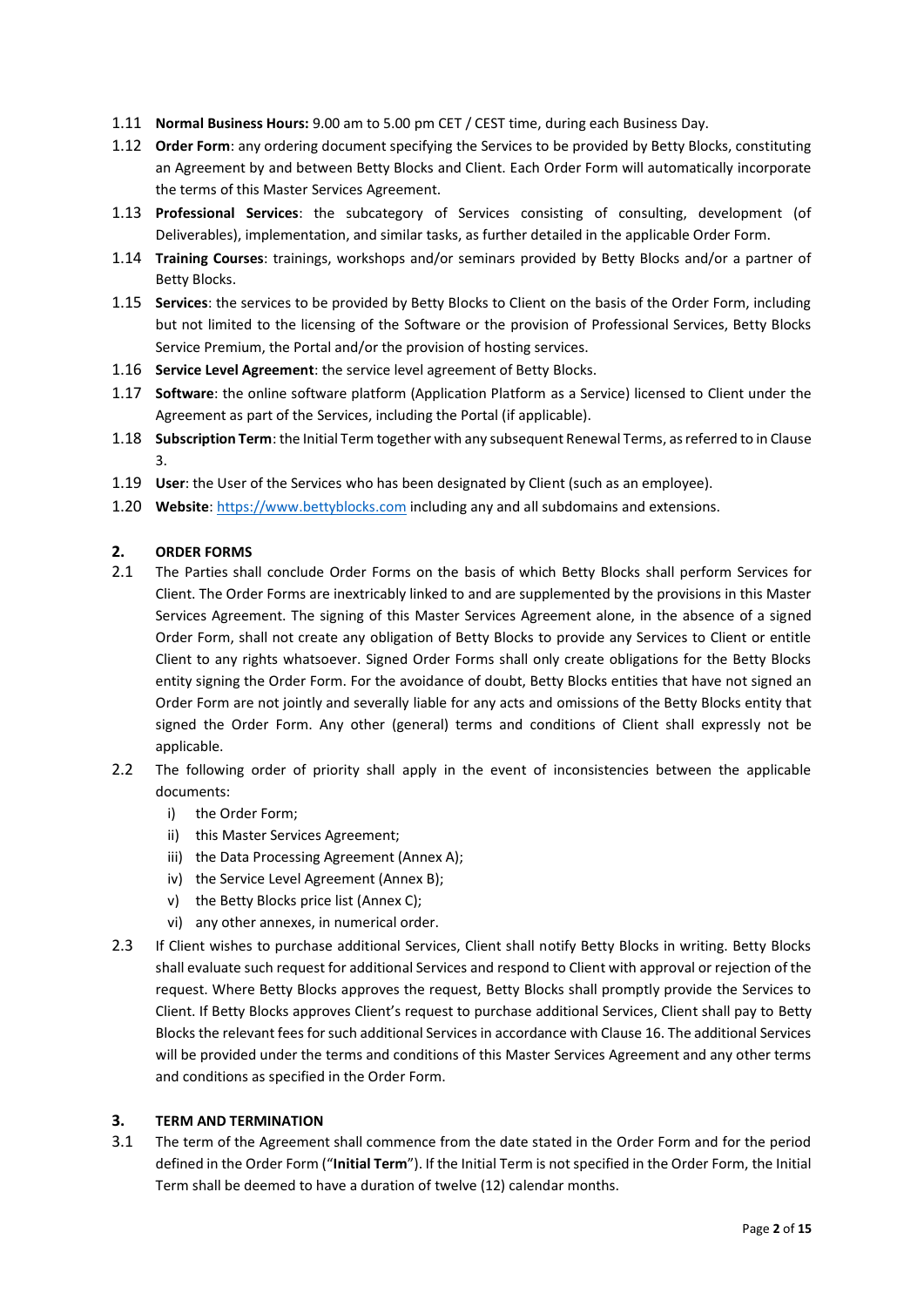1.11 **Normal Business Hours:** 9.00 am to 5.00 pm CET / CEST time, during each Business Day.

1.12 **Order Form**: any ordering document specifying the Services to be provided by Betty Blocks, constituting an Agreement by and between Betty Blocks and Client. Each Order Form will automatically incorporate the terms of this Master Services Agreement.

1.13 **Professional Services**: the subcategory of Services consisting of consulting, development (of Deliverables), implementation, and similar tasks, as further detailed in the applicable Order Form.

1.14 **Training Courses**: trainings, workshops and/or seminars provided by Betty Blocks and/or a partner of Betty Blocks.

1.15 **Services**: the services to be provided by Betty Blocks to Client on the basis of the Order Form, including but not limited to the licensing of the Software or the provision of Professional Services, Betty Blocks Service Premium, the Portal and/or the provision of hosting services.

1.16 **Service Level Agreement**: the service level agreement of Betty Blocks.

1.17 **Software**: the online software platform (Application Platform as a Service) licensed to Client under the Agreement as part of the Services, including the Portal (if applicable).

1.18 **Subscription Term**: the Initial Term together with any subsequent Renewal Terms, as referred to in Clause 3.

1.19 **User**: the User of the Services who has been designated by Client (such as an employee).

1.20 **Website**: https://www.bettyblocks.com including any and all subdomains and extensions.

## 2. ORDER FORMS

2.1 The Parties shall conclude Order Forms on the basis of which Betty Blocks shall perform Services for Client. The Order Forms are inextricably linked to and are supplemented by the provisions in this Master Services Agreement. The signing of this Master Services Agreement alone, in the absence of a signed Order Form, shall not create any obligation of Betty Blocks to provide any Services to Client or entitle Client to any rights whatsoever. Signed Order Forms shall only create obligations for the Betty Blocks entity signing the Order Form. For the avoidance of doubt, Betty Blocks entities that have not signed an Order Form are not jointly and severally liable for any acts and omissions of the Betty Blocks entity that signed the Order Form. Any other (general) terms and conditions of Client shall expressly not be applicable.

2.2 The following order of priority shall apply in the event of inconsistencies between the applicable documents:

- i) the Order Form;
- ii) this Master Services Agreement;
- iii) the Data Processing Agreement (Annex A);
- iv) the Service Level Agreement (Annex B);
- v) the Betty Blocks price list (Annex C);
- vi) any other annexes, in numerical order.

2.3 If Client wishes to purchase additional Services, Client shall notify Betty Blocks in writing. Betty Blocks shall evaluate such request for additional Services and respond to Client with approval or rejection of the request. Where Betty Blocks approves the request, Betty Blocks shall promptly provide the Services to Client. If Betty Blocks approves Client's request to purchase additional Services, Client shall pay to Betty Blocks the relevant fees for such additional Services in accordance with Clause 16. The additional Services will be provided under the terms and conditions of this Master Services Agreement and any other terms and conditions as specified in the Order Form.

## 3. TERM AND TERMINATION

3.1 The term of the Agreement shall commence from the date stated in the Order Form and for the period defined in the Order Form ("**Initial Term**"). If the Initial Term is not specified in the Order Form, the Initial Term shall be deemed to have a duration of twelve (12) calendar months.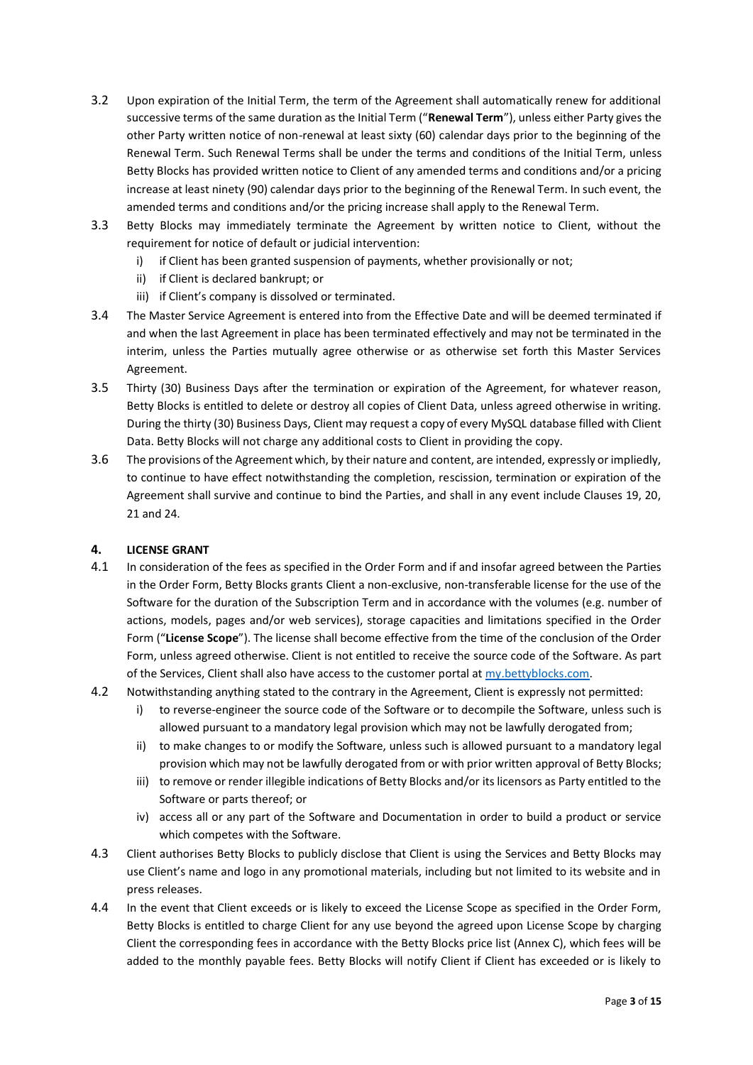3.2 Upon expiration of the Initial Term, the term of the Agreement shall automatically renew for additional successive terms of the same duration as the Initial Term ("**Renewal Term**"), unless either Party gives the other Party written notice of non-renewal at least sixty (60) calendar days prior to the beginning of the Renewal Term. Such Renewal Terms shall be under the terms and conditions of the Initial Term, unless Betty Blocks has provided written notice to Client of any amended terms and conditions and/or a pricing increase at least ninety (90) calendar days prior to the beginning of the Renewal Term. In such event, the amended terms and conditions and/or the pricing increase shall apply to the Renewal Term.

3.3 Betty Blocks may immediately terminate the Agreement by written notice to Client, without the requirement for notice of default or judicial intervention:

   i) if Client has been granted suspension of payments, whether provisionally or not;
   ii) if Client is declared bankrupt; or
   iii) if Client's company is dissolved or terminated.

3.4 The Master Service Agreement is entered into from the Effective Date and will be deemed terminated if and when the last Agreement in place has been terminated effectively and may not be terminated in the interim, unless the Parties mutually agree otherwise or as otherwise set forth this Master Services Agreement.

3.5 Thirty (30) Business Days after the termination or expiration of the Agreement, for whatever reason, Betty Blocks is entitled to delete or destroy all copies of Client Data, unless agreed otherwise in writing. During the thirty (30) Business Days, Client may request a copy of every MySQL database filled with Client Data. Betty Blocks will not charge any additional costs to Client in providing the copy.

3.6 The provisions of the Agreement which, by their nature and content, are intended, expressly or impliedly, to continue to have effect notwithstanding the completion, rescission, termination or expiration of the Agreement shall survive and continue to bind the Parties, and shall in any event include Clauses 19, 20, 21 and 24.

## 4. LICENSE GRANT

4.1 In consideration of the fees as specified in the Order Form and if and insofar agreed between the Parties in the Order Form, Betty Blocks grants Client a non-exclusive, non-transferable license for the use of the Software for the duration of the Subscription Term and in accordance with the volumes (e.g. number of actions, models, pages and/or web services), storage capacities and limitations specified in the Order Form ("**License Scope**"). The license shall become effective from the time of the conclusion of the Order Form, unless agreed otherwise. Client is not entitled to receive the source code of the Software. As part of the Services, Client shall also have access to the customer portal at my.bettyblocks.com.

4.2 Notwithstanding anything stated to the contrary in the Agreement, Client is expressly not permitted:

   i) to reverse-engineer the source code of the Software or to decompile the Software, unless such is allowed pursuant to a mandatory legal provision which may not be lawfully derogated from;
   ii) to make changes to or modify the Software, unless such is allowed pursuant to a mandatory legal provision which may not be lawfully derogated from or with prior written approval of Betty Blocks;
   iii) to remove or render illegible indications of Betty Blocks and/or its licensors as Party entitled to the Software or parts thereof; or
   iv) access all or any part of the Software and Documentation in order to build a product or service which competes with the Software.

4.3 Client authorises Betty Blocks to publicly disclose that Client is using the Services and Betty Blocks may use Client's name and logo in any promotional materials, including but not limited to its website and in press releases.

4.4 In the event that Client exceeds or is likely to exceed the License Scope as specified in the Order Form, Betty Blocks is entitled to charge Client for any use beyond the agreed upon License Scope by charging Client the corresponding fees in accordance with the Betty Blocks price list (Annex C), which fees will be added to the monthly payable fees. Betty Blocks will notify Client if Client has exceeded or is likely to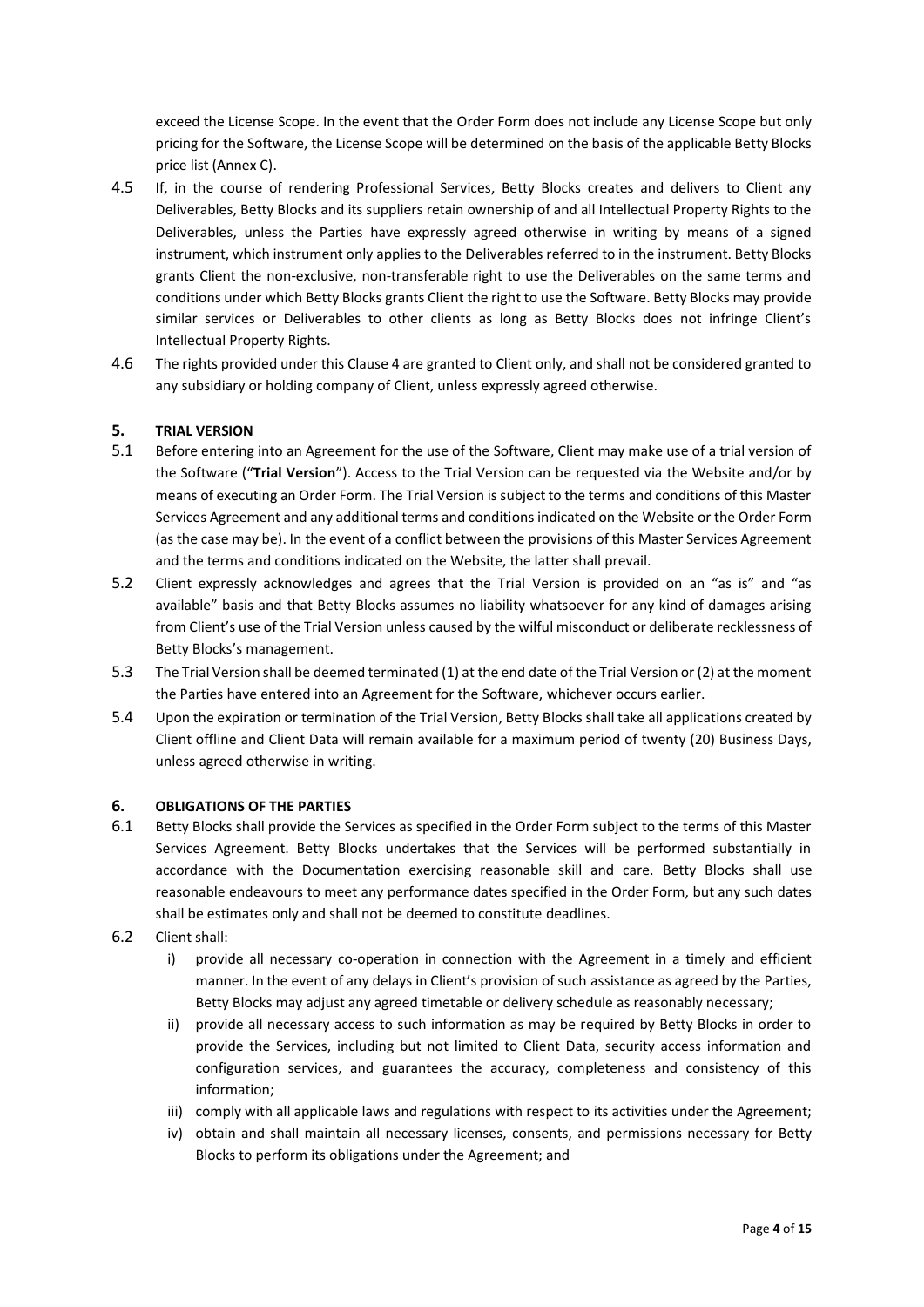exceed the License Scope. In the event that the Order Form does not include any License Scope but only pricing for the Software, the License Scope will be determined on the basis of the applicable Betty Blocks price list (Annex C).

4.5 If, in the course of rendering Professional Services, Betty Blocks creates and delivers to Client any Deliverables, Betty Blocks and its suppliers retain ownership of and all Intellectual Property Rights to the Deliverables, unless the Parties have expressly agreed otherwise in writing by means of a signed instrument, which instrument only applies to the Deliverables referred to in the instrument. Betty Blocks grants Client the non-exclusive, non-transferable right to use the Deliverables on the same terms and conditions under which Betty Blocks grants Client the right to use the Software. Betty Blocks may provide similar services or Deliverables to other clients as long as Betty Blocks does not infringe Client's Intellectual Property Rights.

4.6 The rights provided under this Clause 4 are granted to Client only, and shall not be considered granted to any subsidiary or holding company of Client, unless expressly agreed otherwise.

## 5. TRIAL VERSION

5.1 Before entering into an Agreement for the use of the Software, Client may make use of a trial version of the Software ("**Trial Version**"). Access to the Trial Version can be requested via the Website and/or by means of executing an Order Form. The Trial Version is subject to the terms and conditions of this Master Services Agreement and any additional terms and conditions indicated on the Website or the Order Form (as the case may be). In the event of a conflict between the provisions of this Master Services Agreement and the terms and conditions indicated on the Website, the latter shall prevail.

5.2 Client expressly acknowledges and agrees that the Trial Version is provided on an "as is" and "as available" basis and that Betty Blocks assumes no liability whatsoever for any kind of damages arising from Client's use of the Trial Version unless caused by the wilful misconduct or deliberate recklessness of Betty Blocks's management.

5.3 The Trial Version shall be deemed terminated (1) at the end date of the Trial Version or (2) at the moment the Parties have entered into an Agreement for the Software, whichever occurs earlier.

5.4 Upon the expiration or termination of the Trial Version, Betty Blocks shall take all applications created by Client offline and Client Data will remain available for a maximum period of twenty (20) Business Days, unless agreed otherwise in writing.

## 6. OBLIGATIONS OF THE PARTIES

6.1 Betty Blocks shall provide the Services as specified in the Order Form subject to the terms of this Master Services Agreement. Betty Blocks undertakes that the Services will be performed substantially in accordance with the Documentation exercising reasonable skill and care. Betty Blocks shall use reasonable endeavours to meet any performance dates specified in the Order Form, but any such dates shall be estimates only and shall not be deemed to constitute deadlines.

6.2 Client shall:

i) provide all necessary co-operation in connection with the Agreement in a timely and efficient manner. In the event of any delays in Client's provision of such assistance as agreed by the Parties, Betty Blocks may adjust any agreed timetable or delivery schedule as reasonably necessary;

ii) provide all necessary access to such information as may be required by Betty Blocks in order to provide the Services, including but not limited to Client Data, security access information and configuration services, and guarantees the accuracy, completeness and consistency of this information;

iii) comply with all applicable laws and regulations with respect to its activities under the Agreement;

iv) obtain and shall maintain all necessary licenses, consents, and permissions necessary for Betty Blocks to perform its obligations under the Agreement; and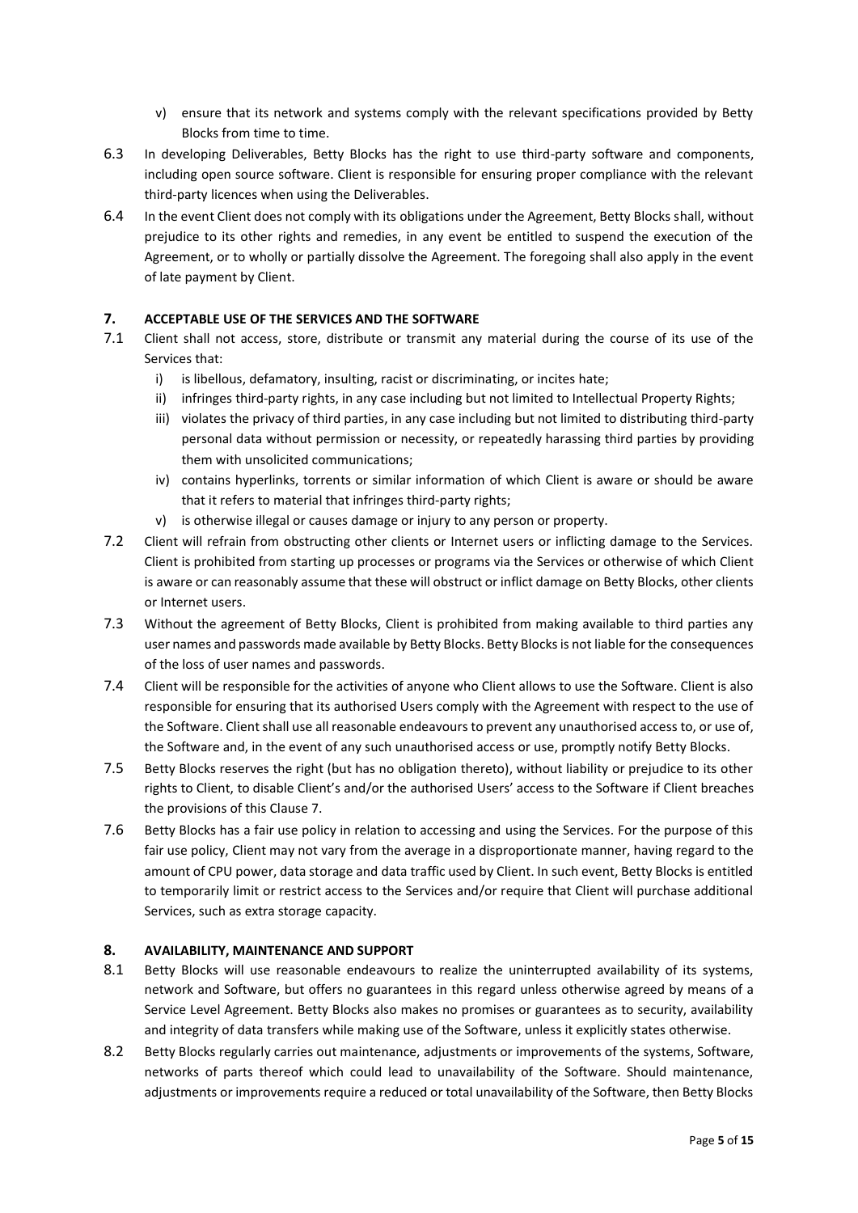v) ensure that its network and systems comply with the relevant specifications provided by Betty Blocks from time to time.

6.3 In developing Deliverables, Betty Blocks has the right to use third-party software and components, including open source software. Client is responsible for ensuring proper compliance with the relevant third-party licences when using the Deliverables.

6.4 In the event Client does not comply with its obligations under the Agreement, Betty Blocks shall, without prejudice to its other rights and remedies, in any event be entitled to suspend the execution of the Agreement, or to wholly or partially dissolve the Agreement. The foregoing shall also apply in the event of late payment by Client.

## 7. ACCEPTABLE USE OF THE SERVICES AND THE SOFTWARE

7.1 Client shall not access, store, distribute or transmit any material during the course of its use of the Services that:

   i) is libellous, defamatory, insulting, racist or discriminating, or incites hate;
   ii) infringes third-party rights, in any case including but not limited to Intellectual Property Rights;
   iii) violates the privacy of third parties, in any case including but not limited to distributing third-party personal data without permission or necessity, or repeatedly harassing third parties by providing them with unsolicited communications;
   iv) contains hyperlinks, torrents or similar information of which Client is aware or should be aware that it refers to material that infringes third-party rights;
   v) is otherwise illegal or causes damage or injury to any person or property.

7.2 Client will refrain from obstructing other clients or Internet users or inflicting damage to the Services. Client is prohibited from starting up processes or programs via the Services or otherwise of which Client is aware or can reasonably assume that these will obstruct or inflict damage on Betty Blocks, other clients or Internet users.

7.3 Without the agreement of Betty Blocks, Client is prohibited from making available to third parties any user names and passwords made available by Betty Blocks. Betty Blocks is not liable for the consequences of the loss of user names and passwords.

7.4 Client will be responsible for the activities of anyone who Client allows to use the Software. Client is also responsible for ensuring that its authorised Users comply with the Agreement with respect to the use of the Software. Client shall use all reasonable endeavours to prevent any unauthorised access to, or use of, the Software and, in the event of any such unauthorised access or use, promptly notify Betty Blocks.

7.5 Betty Blocks reserves the right (but has no obligation thereto), without liability or prejudice to its other rights to Client, to disable Client's and/or the authorised Users' access to the Software if Client breaches the provisions of this Clause 7.

7.6 Betty Blocks has a fair use policy in relation to accessing and using the Services. For the purpose of this fair use policy, Client may not vary from the average in a disproportionate manner, having regard to the amount of CPU power, data storage and data traffic used by Client. In such event, Betty Blocks is entitled to temporarily limit or restrict access to the Services and/or require that Client will purchase additional Services, such as extra storage capacity.

## 8. AVAILABILITY, MAINTENANCE AND SUPPORT

8.1 Betty Blocks will use reasonable endeavours to realize the uninterrupted availability of its systems, network and Software, but offers no guarantees in this regard unless otherwise agreed by means of a Service Level Agreement. Betty Blocks also makes no promises or guarantees as to security, availability and integrity of data transfers while making use of the Software, unless it explicitly states otherwise.

8.2 Betty Blocks regularly carries out maintenance, adjustments or improvements of the systems, Software, networks of parts thereof which could lead to unavailability of the Software. Should maintenance, adjustments or improvements require a reduced or total unavailability of the Software, then Betty Blocks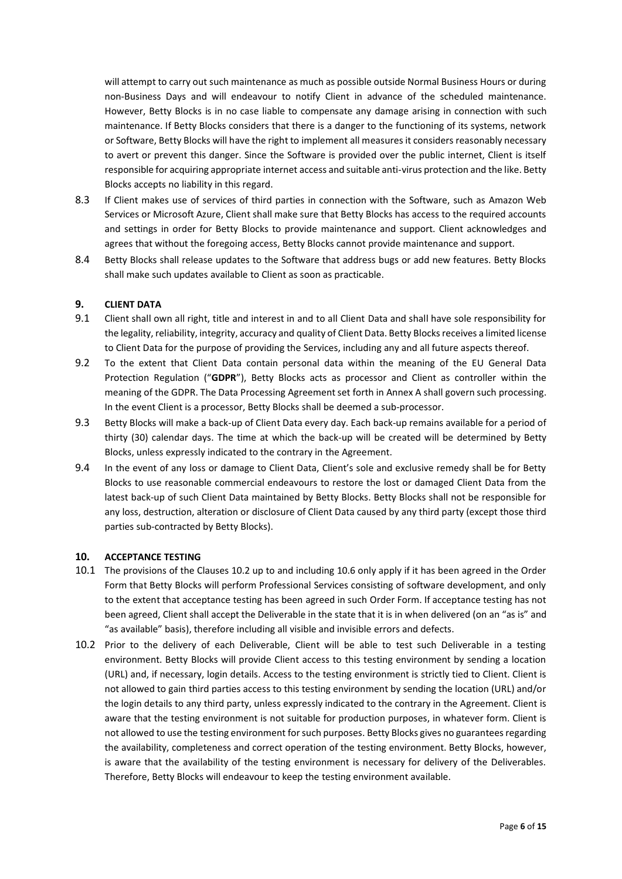will attempt to carry out such maintenance as much as possible outside Normal Business Hours or during non-Business Days and will endeavour to notify Client in advance of the scheduled maintenance. However, Betty Blocks is in no case liable to compensate any damage arising in connection with such maintenance. If Betty Blocks considers that there is a danger to the functioning of its systems, network or Software, Betty Blocks will have the right to implement all measures it considers reasonably necessary to avert or prevent this danger. Since the Software is provided over the public internet, Client is itself responsible for acquiring appropriate internet access and suitable anti-virus protection and the like. Betty Blocks accepts no liability in this regard.

8.3 If Client makes use of services of third parties in connection with the Software, such as Amazon Web Services or Microsoft Azure, Client shall make sure that Betty Blocks has access to the required accounts and settings in order for Betty Blocks to provide maintenance and support. Client acknowledges and agrees that without the foregoing access, Betty Blocks cannot provide maintenance and support.

8.4 Betty Blocks shall release updates to the Software that address bugs or add new features. Betty Blocks shall make such updates available to Client as soon as practicable.

## 9. CLIENT DATA

9.1 Client shall own all right, title and interest in and to all Client Data and shall have sole responsibility for the legality, reliability, integrity, accuracy and quality of Client Data. Betty Blocks receives a limited license to Client Data for the purpose of providing the Services, including any and all future aspects thereof.

9.2 To the extent that Client Data contain personal data within the meaning of the EU General Data Protection Regulation ("**GDPR**"), Betty Blocks acts as processor and Client as controller within the meaning of the GDPR. The Data Processing Agreement set forth in Annex A shall govern such processing. In the event Client is a processor, Betty Blocks shall be deemed a sub-processor.

9.3 Betty Blocks will make a back-up of Client Data every day. Each back-up remains available for a period of thirty (30) calendar days. The time at which the back-up will be created will be determined by Betty Blocks, unless expressly indicated to the contrary in the Agreement.

9.4 In the event of any loss or damage to Client Data, Client's sole and exclusive remedy shall be for Betty Blocks to use reasonable commercial endeavours to restore the lost or damaged Client Data from the latest back-up of such Client Data maintained by Betty Blocks. Betty Blocks shall not be responsible for any loss, destruction, alteration or disclosure of Client Data caused by any third party (except those third parties sub-contracted by Betty Blocks).

## 10. ACCEPTANCE TESTING

10.1 The provisions of the Clauses 10.2 up to and including 10.6 only apply if it has been agreed in the Order Form that Betty Blocks will perform Professional Services consisting of software development, and only to the extent that acceptance testing has been agreed in such Order Form. If acceptance testing has not been agreed, Client shall accept the Deliverable in the state that it is in when delivered (on an "as is" and "as available" basis), therefore including all visible and invisible errors and defects.

10.2 Prior to the delivery of each Deliverable, Client will be able to test such Deliverable in a testing environment. Betty Blocks will provide Client access to this testing environment by sending a location (URL) and, if necessary, login details. Access to the testing environment is strictly tied to Client. Client is not allowed to gain third parties access to this testing environment by sending the location (URL) and/or the login details to any third party, unless expressly indicated to the contrary in the Agreement. Client is aware that the testing environment is not suitable for production purposes, in whatever form. Client is not allowed to use the testing environment for such purposes. Betty Blocks gives no guarantees regarding the availability, completeness and correct operation of the testing environment. Betty Blocks, however, is aware that the availability of the testing environment is necessary for delivery of the Deliverables. Therefore, Betty Blocks will endeavour to keep the testing environment available.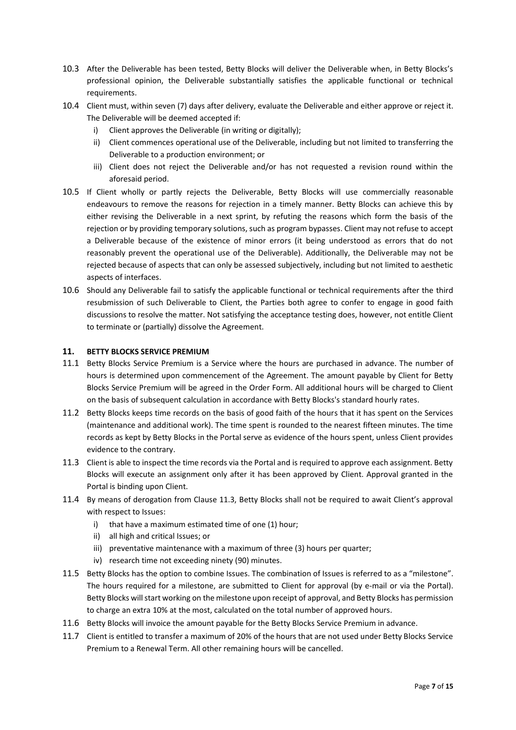10.3 After the Deliverable has been tested, Betty Blocks will deliver the Deliverable when, in Betty Blocks's professional opinion, the Deliverable substantially satisfies the applicable functional or technical requirements.

10.4 Client must, within seven (7) days after delivery, evaluate the Deliverable and either approve or reject it. The Deliverable will be deemed accepted if:

- i) Client approves the Deliverable (in writing or digitally);
- ii) Client commences operational use of the Deliverable, including but not limited to transferring the Deliverable to a production environment; or
- iii) Client does not reject the Deliverable and/or has not requested a revision round within the aforesaid period.

10.5 If Client wholly or partly rejects the Deliverable, Betty Blocks will use commercially reasonable endeavours to remove the reasons for rejection in a timely manner. Betty Blocks can achieve this by either revising the Deliverable in a next sprint, by refuting the reasons which form the basis of the rejection or by providing temporary solutions, such as program bypasses. Client may not refuse to accept a Deliverable because of the existence of minor errors (it being understood as errors that do not reasonably prevent the operational use of the Deliverable). Additionally, the Deliverable may not be rejected because of aspects that can only be assessed subjectively, including but not limited to aesthetic aspects of interfaces.

10.6 Should any Deliverable fail to satisfy the applicable functional or technical requirements after the third resubmission of such Deliverable to Client, the Parties both agree to confer to engage in good faith discussions to resolve the matter. Not satisfying the acceptance testing does, however, not entitle Client to terminate or (partially) dissolve the Agreement.

## 11. BETTY BLOCKS SERVICE PREMIUM

11.1 Betty Blocks Service Premium is a Service where the hours are purchased in advance. The number of hours is determined upon commencement of the Agreement. The amount payable by Client for Betty Blocks Service Premium will be agreed in the Order Form. All additional hours will be charged to Client on the basis of subsequent calculation in accordance with Betty Blocks's standard hourly rates.

11.2 Betty Blocks keeps time records on the basis of good faith of the hours that it has spent on the Services (maintenance and additional work). The time spent is rounded to the nearest fifteen minutes. The time records as kept by Betty Blocks in the Portal serve as evidence of the hours spent, unless Client provides evidence to the contrary.

11.3 Client is able to inspect the time records via the Portal and is required to approve each assignment. Betty Blocks will execute an assignment only after it has been approved by Client. Approval granted in the Portal is binding upon Client.

11.4 By means of derogation from Clause 11.3, Betty Blocks shall not be required to await Client's approval with respect to Issues:

- i) that have a maximum estimated time of one (1) hour;
- ii) all high and critical Issues; or
- iii) preventative maintenance with a maximum of three (3) hours per quarter;
- iv) research time not exceeding ninety (90) minutes.

11.5 Betty Blocks has the option to combine Issues. The combination of Issues is referred to as a "milestone". The hours required for a milestone, are submitted to Client for approval (by e-mail or via the Portal). Betty Blocks will start working on the milestone upon receipt of approval, and Betty Blocks has permission to charge an extra 10% at the most, calculated on the total number of approved hours.

11.6 Betty Blocks will invoice the amount payable for the Betty Blocks Service Premium in advance.

11.7 Client is entitled to transfer a maximum of 20% of the hours that are not used under Betty Blocks Service Premium to a Renewal Term. All other remaining hours will be cancelled.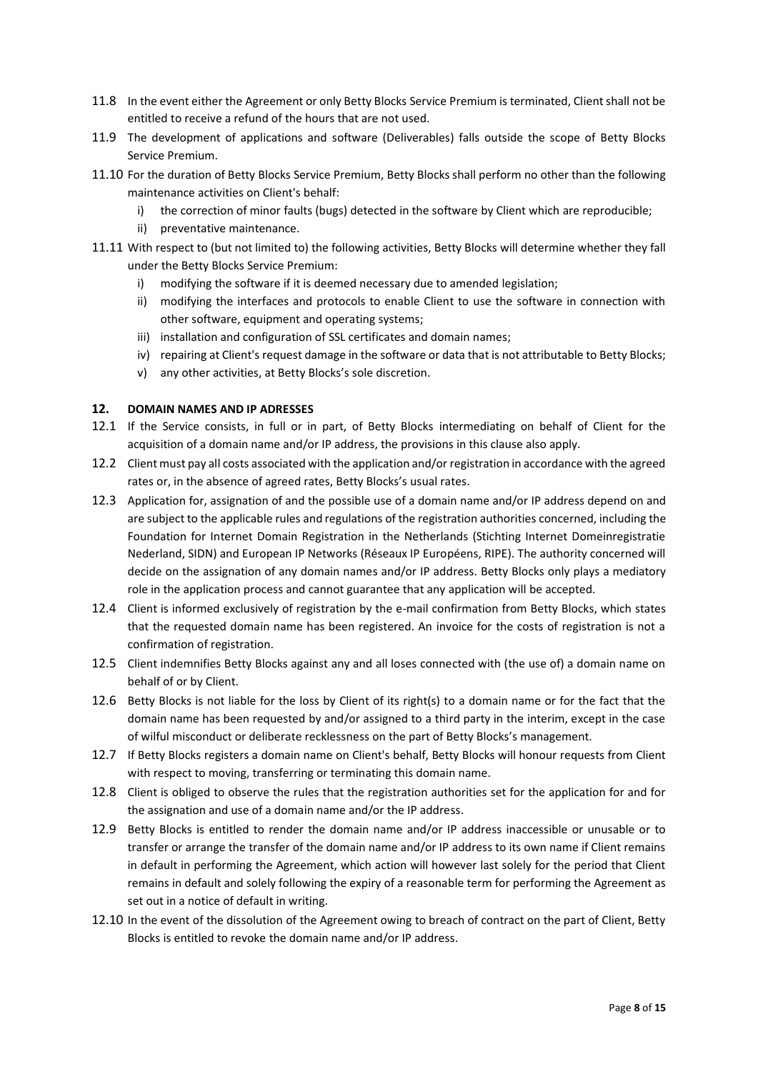11.8 In the event either the Agreement or only Betty Blocks Service Premium is terminated, Client shall not be entitled to receive a refund of the hours that are not used.

11.9 The development of applications and software (Deliverables) falls outside the scope of Betty Blocks Service Premium.

11.10 For the duration of Betty Blocks Service Premium, Betty Blocks shall perform no other than the following maintenance activities on Client's behalf:

- i) the correction of minor faults (bugs) detected in the software by Client which are reproducible;
- ii) preventative maintenance.

11.11 With respect to (but not limited to) the following activities, Betty Blocks will determine whether they fall under the Betty Blocks Service Premium:

- i) modifying the software if it is deemed necessary due to amended legislation;
- ii) modifying the interfaces and protocols to enable Client to use the software in connection with other software, equipment and operating systems;
- iii) installation and configuration of SSL certificates and domain names;
- iv) repairing at Client's request damage in the software or data that is not attributable to Betty Blocks;
- v) any other activities, at Betty Blocks's sole discretion.

## 12. DOMAIN NAMES AND IP ADRESSES

12.1 If the Service consists, in full or in part, of Betty Blocks intermediating on behalf of Client for the acquisition of a domain name and/or IP address, the provisions in this clause also apply.

12.2 Client must pay all costs associated with the application and/or registration in accordance with the agreed rates or, in the absence of agreed rates, Betty Blocks's usual rates.

12.3 Application for, assignation of and the possible use of a domain name and/or IP address depend on and are subject to the applicable rules and regulations of the registration authorities concerned, including the Foundation for Internet Domain Registration in the Netherlands (Stichting Internet Domeinregistratie Nederland, SIDN) and European IP Networks (Réseaux IP Européens, RIPE). The authority concerned will decide on the assignation of any domain names and/or IP address. Betty Blocks only plays a mediatory role in the application process and cannot guarantee that any application will be accepted.

12.4 Client is informed exclusively of registration by the e-mail confirmation from Betty Blocks, which states that the requested domain name has been registered. An invoice for the costs of registration is not a confirmation of registration.

12.5 Client indemnifies Betty Blocks against any and all loses connected with (the use of) a domain name on behalf of or by Client.

12.6 Betty Blocks is not liable for the loss by Client of its right(s) to a domain name or for the fact that the domain name has been requested by and/or assigned to a third party in the interim, except in the case of wilful misconduct or deliberate recklessness on the part of Betty Blocks's management.

12.7 If Betty Blocks registers a domain name on Client's behalf, Betty Blocks will honour requests from Client with respect to moving, transferring or terminating this domain name.

12.8 Client is obliged to observe the rules that the registration authorities set for the application for and for the assignation and use of a domain name and/or the IP address.

12.9 Betty Blocks is entitled to render the domain name and/or IP address inaccessible or unusable or to transfer or arrange the transfer of the domain name and/or IP address to its own name if Client remains in default in performing the Agreement, which action will however last solely for the period that Client remains in default and solely following the expiry of a reasonable term for performing the Agreement as set out in a notice of default in writing.

12.10 In the event of the dissolution of the Agreement owing to breach of contract on the part of Client, Betty Blocks is entitled to revoke the domain name and/or IP address.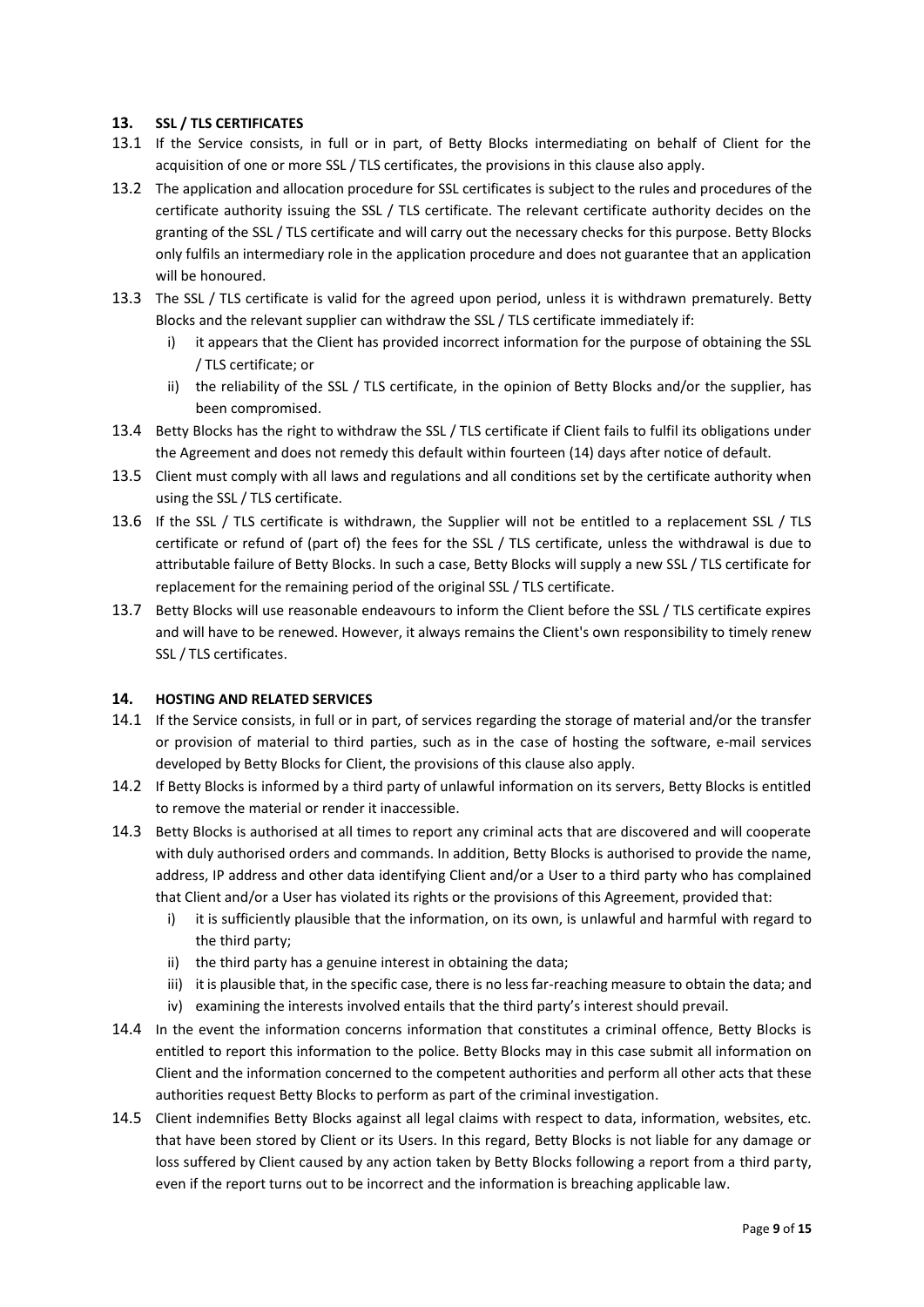## 13. SSL / TLS CERTIFICATES

13.1 If the Service consists, in full or in part, of Betty Blocks intermediating on behalf of Client for the acquisition of one or more SSL / TLS certificates, the provisions in this clause also apply.

13.2 The application and allocation procedure for SSL certificates is subject to the rules and procedures of the certificate authority issuing the SSL / TLS certificate. The relevant certificate authority decides on the granting of the SSL / TLS certificate and will carry out the necessary checks for this purpose. Betty Blocks only fulfils an intermediary role in the application procedure and does not guarantee that an application will be honoured.

13.3 The SSL / TLS certificate is valid for the agreed upon period, unless it is withdrawn prematurely. Betty Blocks and the relevant supplier can withdraw the SSL / TLS certificate immediately if:

i) it appears that the Client has provided incorrect information for the purpose of obtaining the SSL / TLS certificate; or

ii) the reliability of the SSL / TLS certificate, in the opinion of Betty Blocks and/or the supplier, has been compromised.

13.4 Betty Blocks has the right to withdraw the SSL / TLS certificate if Client fails to fulfil its obligations under the Agreement and does not remedy this default within fourteen (14) days after notice of default.

13.5 Client must comply with all laws and regulations and all conditions set by the certificate authority when using the SSL / TLS certificate.

13.6 If the SSL / TLS certificate is withdrawn, the Supplier will not be entitled to a replacement SSL / TLS certificate or refund of (part of) the fees for the SSL / TLS certificate, unless the withdrawal is due to attributable failure of Betty Blocks. In such a case, Betty Blocks will supply a new SSL / TLS certificate for replacement for the remaining period of the original SSL / TLS certificate.

13.7 Betty Blocks will use reasonable endeavours to inform the Client before the SSL / TLS certificate expires and will have to be renewed. However, it always remains the Client's own responsibility to timely renew SSL / TLS certificates.

## 14. HOSTING AND RELATED SERVICES

14.1 If the Service consists, in full or in part, of services regarding the storage of material and/or the transfer or provision of material to third parties, such as in the case of hosting the software, e-mail services developed by Betty Blocks for Client, the provisions of this clause also apply.

14.2 If Betty Blocks is informed by a third party of unlawful information on its servers, Betty Blocks is entitled to remove the material or render it inaccessible.

14.3 Betty Blocks is authorised at all times to report any criminal acts that are discovered and will cooperate with duly authorised orders and commands. In addition, Betty Blocks is authorised to provide the name, address, IP address and other data identifying Client and/or a User to a third party who has complained that Client and/or a User has violated its rights or the provisions of this Agreement, provided that:

i) it is sufficiently plausible that the information, on its own, is unlawful and harmful with regard to the third party;

ii) the third party has a genuine interest in obtaining the data;

iii) it is plausible that, in the specific case, there is no less far-reaching measure to obtain the data; and

iv) examining the interests involved entails that the third party's interest should prevail.

14.4 In the event the information concerns information that constitutes a criminal offence, Betty Blocks is entitled to report this information to the police. Betty Blocks may in this case submit all information on Client and the information concerned to the competent authorities and perform all other acts that these authorities request Betty Blocks to perform as part of the criminal investigation.

14.5 Client indemnifies Betty Blocks against all legal claims with respect to data, information, websites, etc. that have been stored by Client or its Users. In this regard, Betty Blocks is not liable for any damage or loss suffered by Client caused by any action taken by Betty Blocks following a report from a third party, even if the report turns out to be incorrect and the information is breaching applicable law.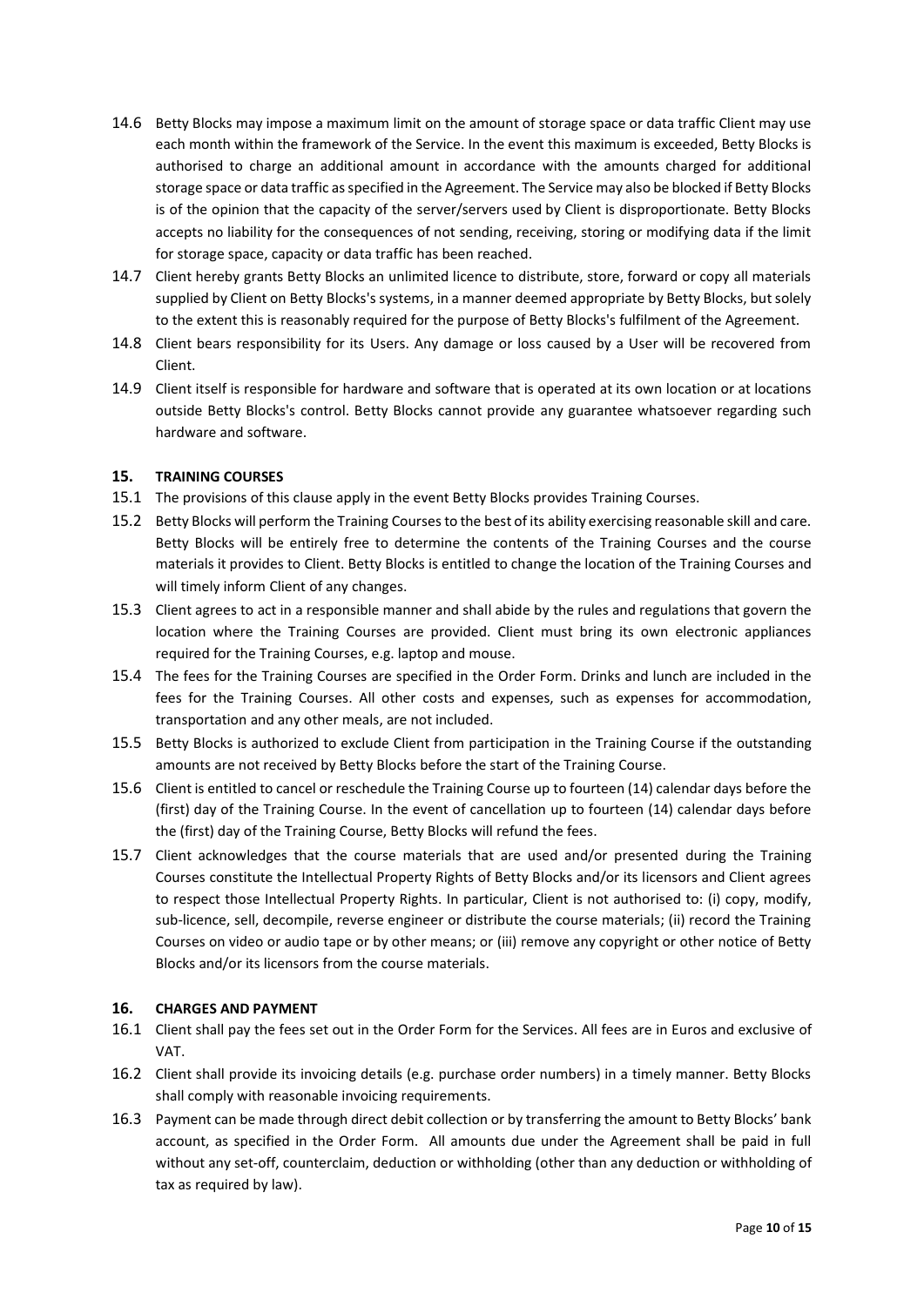14.6 Betty Blocks may impose a maximum limit on the amount of storage space or data traffic Client may use each month within the framework of the Service. In the event this maximum is exceeded, Betty Blocks is authorised to charge an additional amount in accordance with the amounts charged for additional storage space or data traffic as specified in the Agreement. The Service may also be blocked if Betty Blocks is of the opinion that the capacity of the server/servers used by Client is disproportionate. Betty Blocks accepts no liability for the consequences of not sending, receiving, storing or modifying data if the limit for storage space, capacity or data traffic has been reached.

14.7 Client hereby grants Betty Blocks an unlimited licence to distribute, store, forward or copy all materials supplied by Client on Betty Blocks's systems, in a manner deemed appropriate by Betty Blocks, but solely to the extent this is reasonably required for the purpose of Betty Blocks's fulfilment of the Agreement.

14.8 Client bears responsibility for its Users. Any damage or loss caused by a User will be recovered from Client.

14.9 Client itself is responsible for hardware and software that is operated at its own location or at locations outside Betty Blocks's control. Betty Blocks cannot provide any guarantee whatsoever regarding such hardware and software.

## 15. TRAINING COURSES

15.1 The provisions of this clause apply in the event Betty Blocks provides Training Courses.

15.2 Betty Blocks will perform the Training Courses to the best of its ability exercising reasonable skill and care. Betty Blocks will be entirely free to determine the contents of the Training Courses and the course materials it provides to Client. Betty Blocks is entitled to change the location of the Training Courses and will timely inform Client of any changes.

15.3 Client agrees to act in a responsible manner and shall abide by the rules and regulations that govern the location where the Training Courses are provided. Client must bring its own electronic appliances required for the Training Courses, e.g. laptop and mouse.

15.4 The fees for the Training Courses are specified in the Order Form. Drinks and lunch are included in the fees for the Training Courses. All other costs and expenses, such as expenses for accommodation, transportation and any other meals, are not included.

15.5 Betty Blocks is authorized to exclude Client from participation in the Training Course if the outstanding amounts are not received by Betty Blocks before the start of the Training Course.

15.6 Client is entitled to cancel or reschedule the Training Course up to fourteen (14) calendar days before the (first) day of the Training Course. In the event of cancellation up to fourteen (14) calendar days before the (first) day of the Training Course, Betty Blocks will refund the fees.

15.7 Client acknowledges that the course materials that are used and/or presented during the Training Courses constitute the Intellectual Property Rights of Betty Blocks and/or its licensors and Client agrees to respect those Intellectual Property Rights. In particular, Client is not authorised to: (i) copy, modify, sub-licence, sell, decompile, reverse engineer or distribute the course materials; (ii) record the Training Courses on video or audio tape or by other means; or (iii) remove any copyright or other notice of Betty Blocks and/or its licensors from the course materials.

## 16. CHARGES AND PAYMENT

16.1 Client shall pay the fees set out in the Order Form for the Services. All fees are in Euros and exclusive of VAT.

16.2 Client shall provide its invoicing details (e.g. purchase order numbers) in a timely manner. Betty Blocks shall comply with reasonable invoicing requirements.

16.3 Payment can be made through direct debit collection or by transferring the amount to Betty Blocks' bank account, as specified in the Order Form. All amounts due under the Agreement shall be paid in full without any set-off, counterclaim, deduction or withholding (other than any deduction or withholding of tax as required by law).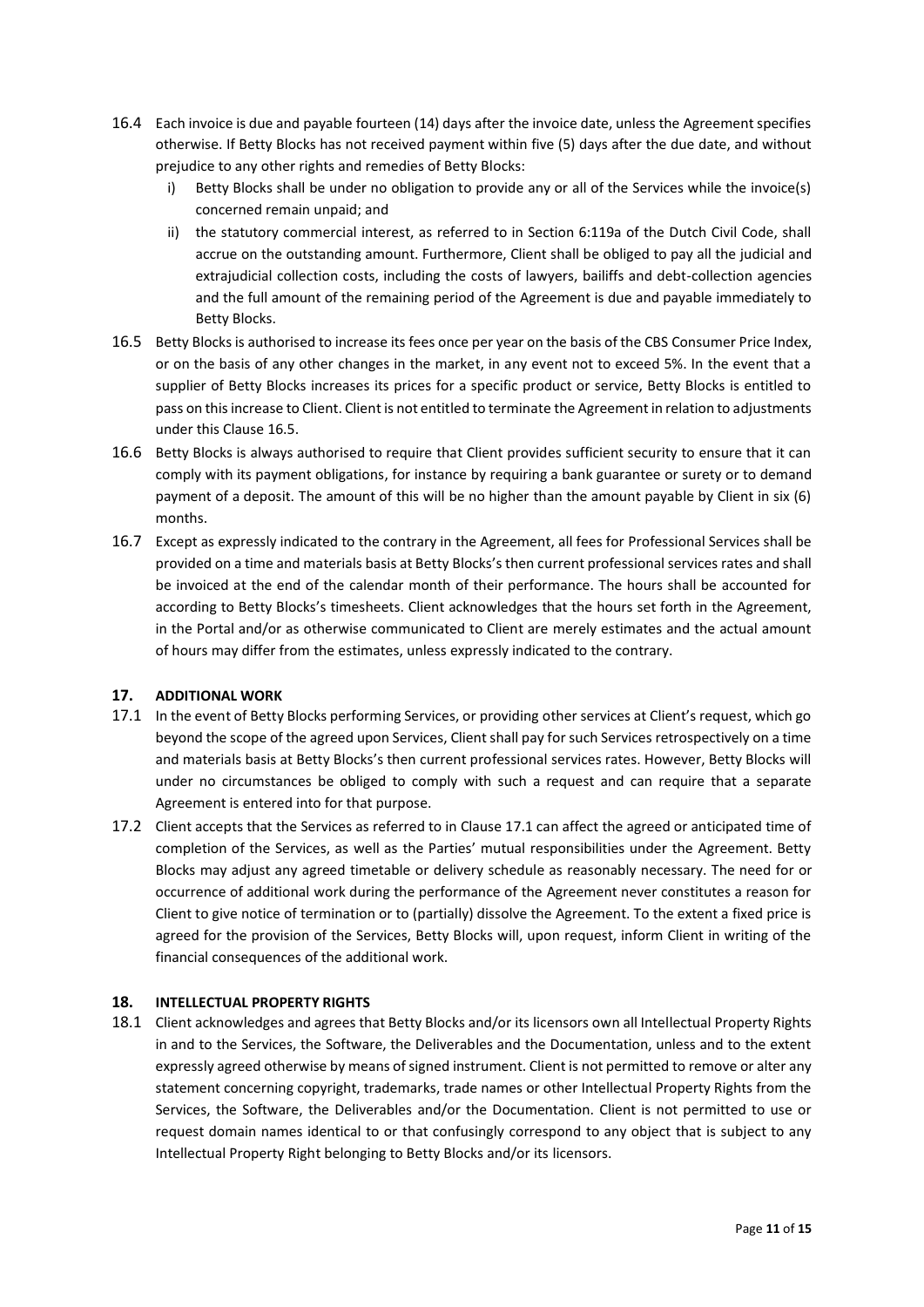16.4 Each invoice is due and payable fourteen (14) days after the invoice date, unless the Agreement specifies otherwise. If Betty Blocks has not received payment within five (5) days after the due date, and without prejudice to any other rights and remedies of Betty Blocks:

i) Betty Blocks shall be under no obligation to provide any or all of the Services while the invoice(s) concerned remain unpaid; and

ii) the statutory commercial interest, as referred to in Section 6:119a of the Dutch Civil Code, shall accrue on the outstanding amount. Furthermore, Client shall be obliged to pay all the judicial and extrajudicial collection costs, including the costs of lawyers, bailiffs and debt-collection agencies and the full amount of the remaining period of the Agreement is due and payable immediately to Betty Blocks.

16.5 Betty Blocks is authorised to increase its fees once per year on the basis of the CBS Consumer Price Index, or on the basis of any other changes in the market, in any event not to exceed 5%. In the event that a supplier of Betty Blocks increases its prices for a specific product or service, Betty Blocks is entitled to pass on this increase to Client. Client is not entitled to terminate the Agreement in relation to adjustments under this Clause 16.5.

16.6 Betty Blocks is always authorised to require that Client provides sufficient security to ensure that it can comply with its payment obligations, for instance by requiring a bank guarantee or surety or to demand payment of a deposit. The amount of this will be no higher than the amount payable by Client in six (6) months.

16.7 Except as expressly indicated to the contrary in the Agreement, all fees for Professional Services shall be provided on a time and materials basis at Betty Blocks's then current professional services rates and shall be invoiced at the end of the calendar month of their performance. The hours shall be accounted for according to Betty Blocks's timesheets. Client acknowledges that the hours set forth in the Agreement, in the Portal and/or as otherwise communicated to Client are merely estimates and the actual amount of hours may differ from the estimates, unless expressly indicated to the contrary.

## 17. ADDITIONAL WORK

17.1 In the event of Betty Blocks performing Services, or providing other services at Client's request, which go beyond the scope of the agreed upon Services, Client shall pay for such Services retrospectively on a time and materials basis at Betty Blocks's then current professional services rates. However, Betty Blocks will under no circumstances be obliged to comply with such a request and can require that a separate Agreement is entered into for that purpose.

17.2 Client accepts that the Services as referred to in Clause 17.1 can affect the agreed or anticipated time of completion of the Services, as well as the Parties' mutual responsibilities under the Agreement. Betty Blocks may adjust any agreed timetable or delivery schedule as reasonably necessary. The need for or occurrence of additional work during the performance of the Agreement never constitutes a reason for Client to give notice of termination or to (partially) dissolve the Agreement. To the extent a fixed price is agreed for the provision of the Services, Betty Blocks will, upon request, inform Client in writing of the financial consequences of the additional work.

## 18. INTELLECTUAL PROPERTY RIGHTS

18.1 Client acknowledges and agrees that Betty Blocks and/or its licensors own all Intellectual Property Rights in and to the Services, the Software, the Deliverables and the Documentation, unless and to the extent expressly agreed otherwise by means of signed instrument. Client is not permitted to remove or alter any statement concerning copyright, trademarks, trade names or other Intellectual Property Rights from the Services, the Software, the Deliverables and/or the Documentation. Client is not permitted to use or request domain names identical to or that confusingly correspond to any object that is subject to any Intellectual Property Right belonging to Betty Blocks and/or its licensors.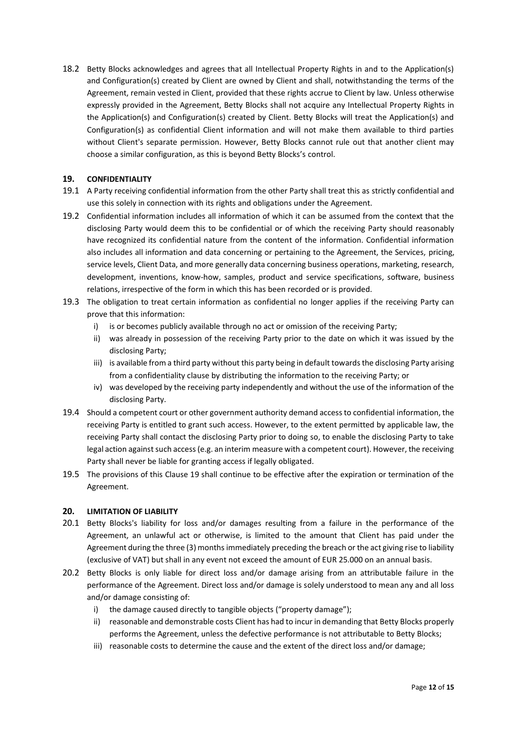18.2 Betty Blocks acknowledges and agrees that all Intellectual Property Rights in and to the Application(s) and Configuration(s) created by Client are owned by Client and shall, notwithstanding the terms of the Agreement, remain vested in Client, provided that these rights accrue to Client by law. Unless otherwise expressly provided in the Agreement, Betty Blocks shall not acquire any Intellectual Property Rights in the Application(s) and Configuration(s) created by Client. Betty Blocks will treat the Application(s) and Configuration(s) as confidential Client information and will not make them available to third parties without Client's separate permission. However, Betty Blocks cannot rule out that another client may choose a similar configuration, as this is beyond Betty Blocks's control.

## 19. CONFIDENTIALITY

19.1 A Party receiving confidential information from the other Party shall treat this as strictly confidential and use this solely in connection with its rights and obligations under the Agreement.

19.2 Confidential information includes all information of which it can be assumed from the context that the disclosing Party would deem this to be confidential or of which the receiving Party should reasonably have recognized its confidential nature from the content of the information. Confidential information also includes all information and data concerning or pertaining to the Agreement, the Services, pricing, service levels, Client Data, and more generally data concerning business operations, marketing, research, development, inventions, know-how, samples, product and service specifications, software, business relations, irrespective of the form in which this has been recorded or is provided.

19.3 The obligation to treat certain information as confidential no longer applies if the receiving Party can prove that this information:

i) is or becomes publicly available through no act or omission of the receiving Party;
ii) was already in possession of the receiving Party prior to the date on which it was issued by the disclosing Party;
iii) is available from a third party without this party being in default towards the disclosing Party arising from a confidentiality clause by distributing the information to the receiving Party; or
iv) was developed by the receiving party independently and without the use of the information of the disclosing Party.

19.4 Should a competent court or other government authority demand access to confidential information, the receiving Party is entitled to grant such access. However, to the extent permitted by applicable law, the receiving Party shall contact the disclosing Party prior to doing so, to enable the disclosing Party to take legal action against such access (e.g. an interim measure with a competent court). However, the receiving Party shall never be liable for granting access if legally obligated.

19.5 The provisions of this Clause 19 shall continue to be effective after the expiration or termination of the Agreement.

## 20. LIMITATION OF LIABILITY

20.1 Betty Blocks's liability for loss and/or damages resulting from a failure in the performance of the Agreement, an unlawful act or otherwise, is limited to the amount that Client has paid under the Agreement during the three (3) months immediately preceding the breach or the act giving rise to liability (exclusive of VAT) but shall in any event not exceed the amount of EUR 25.000 on an annual basis.

20.2 Betty Blocks is only liable for direct loss and/or damage arising from an attributable failure in the performance of the Agreement. Direct loss and/or damage is solely understood to mean any and all loss and/or damage consisting of:

i) the damage caused directly to tangible objects ("property damage");
ii) reasonable and demonstrable costs Client has had to incur in demanding that Betty Blocks properly performs the Agreement, unless the defective performance is not attributable to Betty Blocks;
iii) reasonable costs to determine the cause and the extent of the direct loss and/or damage;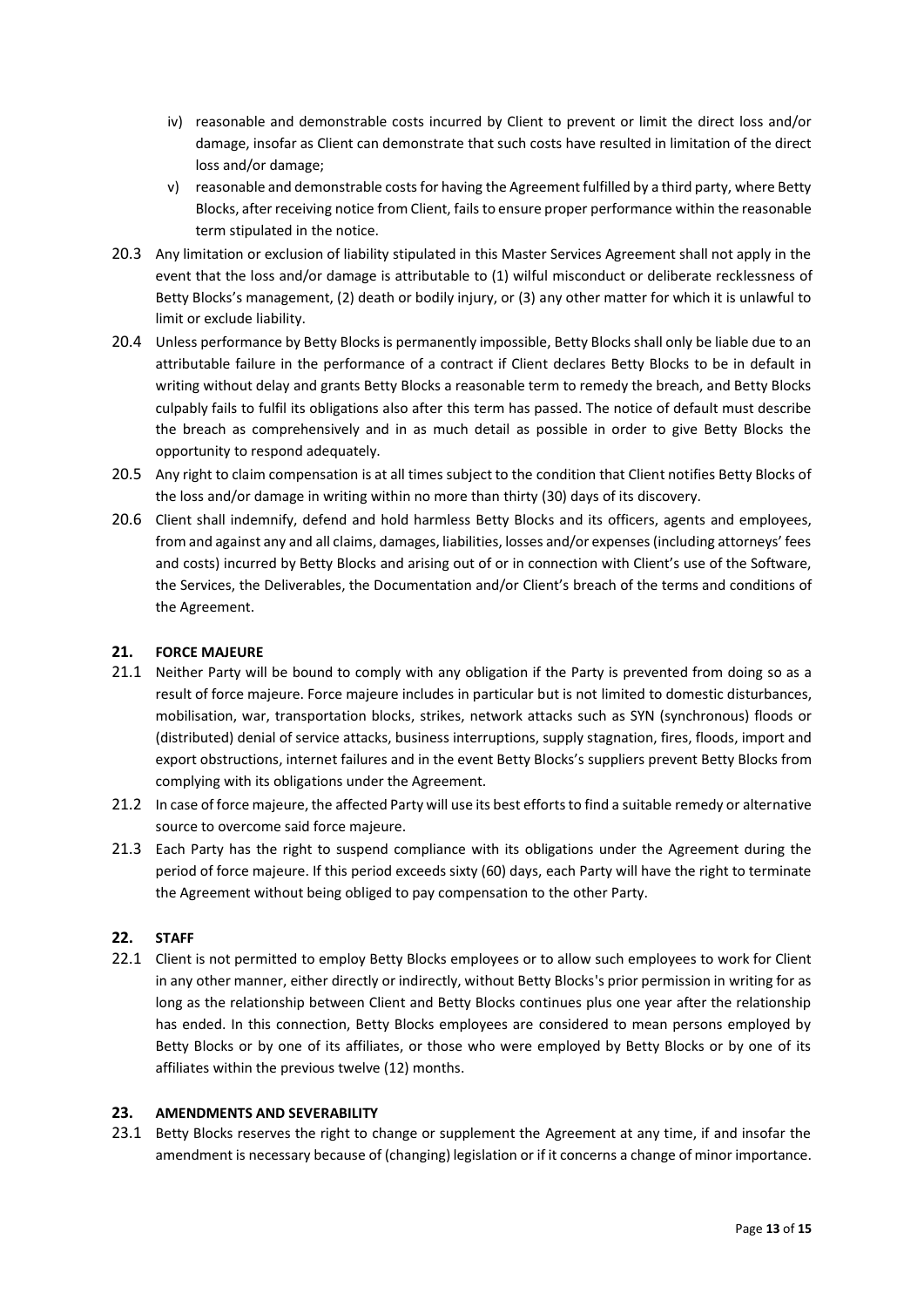iv) reasonable and demonstrable costs incurred by Client to prevent or limit the direct loss and/or damage, insofar as Client can demonstrate that such costs have resulted in limitation of the direct loss and/or damage;

v) reasonable and demonstrable costs for having the Agreement fulfilled by a third party, where Betty Blocks, after receiving notice from Client, fails to ensure proper performance within the reasonable term stipulated in the notice.

20.3 Any limitation or exclusion of liability stipulated in this Master Services Agreement shall not apply in the event that the loss and/or damage is attributable to (1) wilful misconduct or deliberate recklessness of Betty Blocks's management, (2) death or bodily injury, or (3) any other matter for which it is unlawful to limit or exclude liability.

20.4 Unless performance by Betty Blocks is permanently impossible, Betty Blocks shall only be liable due to an attributable failure in the performance of a contract if Client declares Betty Blocks to be in default in writing without delay and grants Betty Blocks a reasonable term to remedy the breach, and Betty Blocks culpably fails to fulfil its obligations also after this term has passed. The notice of default must describe the breach as comprehensively and in as much detail as possible in order to give Betty Blocks the opportunity to respond adequately.

20.5 Any right to claim compensation is at all times subject to the condition that Client notifies Betty Blocks of the loss and/or damage in writing within no more than thirty (30) days of its discovery.

20.6 Client shall indemnify, defend and hold harmless Betty Blocks and its officers, agents and employees, from and against any and all claims, damages, liabilities, losses and/or expenses (including attorneys' fees and costs) incurred by Betty Blocks and arising out of or in connection with Client's use of the Software, the Services, the Deliverables, the Documentation and/or Client's breach of the terms and conditions of the Agreement.

## 21. FORCE MAJEURE

21.1 Neither Party will be bound to comply with any obligation if the Party is prevented from doing so as a result of force majeure. Force majeure includes in particular but is not limited to domestic disturbances, mobilisation, war, transportation blocks, strikes, network attacks such as SYN (synchronous) floods or (distributed) denial of service attacks, business interruptions, supply stagnation, fires, floods, import and export obstructions, internet failures and in the event Betty Blocks's suppliers prevent Betty Blocks from complying with its obligations under the Agreement.

21.2 In case of force majeure, the affected Party will use its best efforts to find a suitable remedy or alternative source to overcome said force majeure.

21.3 Each Party has the right to suspend compliance with its obligations under the Agreement during the period of force majeure. If this period exceeds sixty (60) days, each Party will have the right to terminate the Agreement without being obliged to pay compensation to the other Party.

## 22. STAFF

22.1 Client is not permitted to employ Betty Blocks employees or to allow such employees to work for Client in any other manner, either directly or indirectly, without Betty Blocks's prior permission in writing for as long as the relationship between Client and Betty Blocks continues plus one year after the relationship has ended. In this connection, Betty Blocks employees are considered to mean persons employed by Betty Blocks or by one of its affiliates, or those who were employed by Betty Blocks or by one of its affiliates within the previous twelve (12) months.

## 23. AMENDMENTS AND SEVERABILITY

23.1 Betty Blocks reserves the right to change or supplement the Agreement at any time, if and insofar the amendment is necessary because of (changing) legislation or if it concerns a change of minor importance.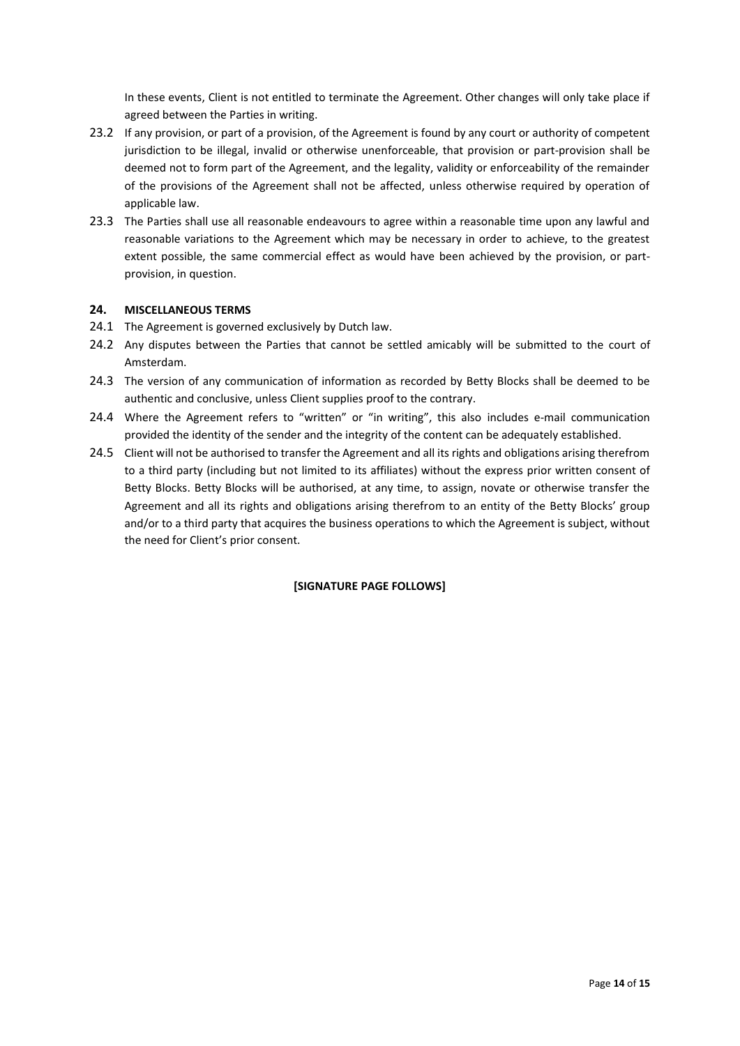In these events, Client is not entitled to terminate the Agreement. Other changes will only take place if agreed between the Parties in writing.

23.2 If any provision, or part of a provision, of the Agreement is found by any court or authority of competent jurisdiction to be illegal, invalid or otherwise unenforceable, that provision or part-provision shall be deemed not to form part of the Agreement, and the legality, validity or enforceability of the remainder of the provisions of the Agreement shall not be affected, unless otherwise required by operation of applicable law.

23.3 The Parties shall use all reasonable endeavours to agree within a reasonable time upon any lawful and reasonable variations to the Agreement which may be necessary in order to achieve, to the greatest extent possible, the same commercial effect as would have been achieved by the provision, or part-provision, in question.

## 24. MISCELLANEOUS TERMS

24.1 The Agreement is governed exclusively by Dutch law.

24.2 Any disputes between the Parties that cannot be settled amicably will be submitted to the court of Amsterdam.

24.3 The version of any communication of information as recorded by Betty Blocks shall be deemed to be authentic and conclusive, unless Client supplies proof to the contrary.

24.4 Where the Agreement refers to "written" or "in writing", this also includes e-mail communication provided the identity of the sender and the integrity of the content can be adequately established.

24.5 Client will not be authorised to transfer the Agreement and all its rights and obligations arising therefrom to a third party (including but not limited to its affiliates) without the express prior written consent of Betty Blocks. Betty Blocks will be authorised, at any time, to assign, novate or otherwise transfer the Agreement and all its rights and obligations arising therefrom to an entity of the Betty Blocks' group and/or to a third party that acquires the business operations to which the Agreement is subject, without the need for Client's prior consent.

**[SIGNATURE PAGE FOLLOWS]**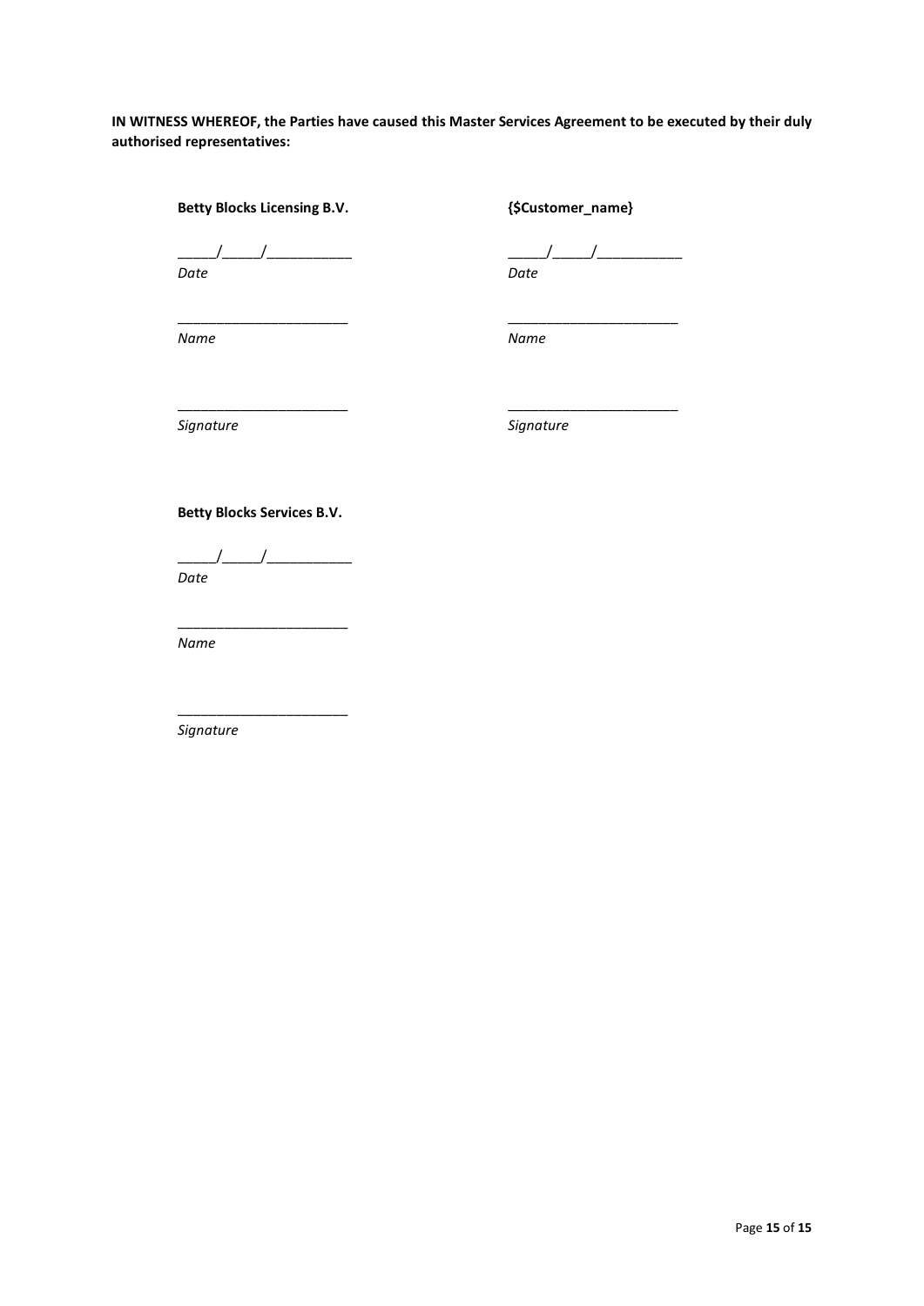**IN WITNESS WHEREOF, the Parties have caused this Master Services Agreement to be executed by their duly authorised representatives:**

**Betty Blocks Licensing B.V.**

_____/_____/___________
*Date*

______________________
*Name*

______________________
*Signature*

**{$Customer_name}**

_____/_____/___________
*Date*

______________________
*Name*

______________________
*Signature*

**Betty Blocks Services B.V.**

_____/_____/___________
*Date*

______________________
*Name*

______________________
*Signature*